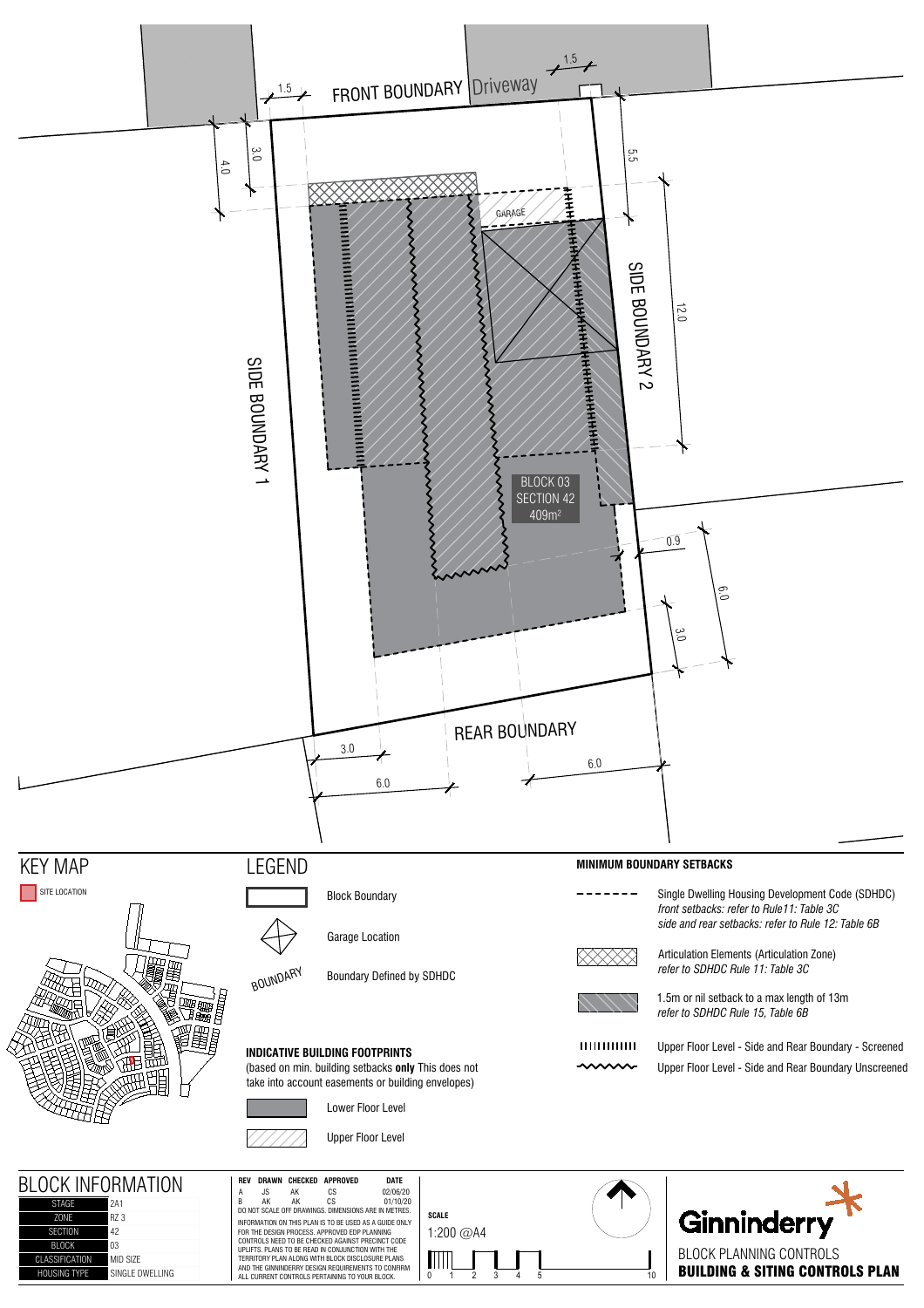FRONT BOUNDARY

Driveway

1.5

1.5

3.0

4.0

5.5

GARAGE

SIDE BOUNDARY 1

SIDE BOUNDARY 2

12.0

BLOCK 03
SECTION 42
409m²

0.9

6.0

3.0

REAR BOUNDARY

3.0

6.0

6.0

## KEY MAP

SITE LOCATION

## LEGEND

- Block Boundary
- Garage Location
- BOUNDARY — Boundary Defined by SDHDC

**INDICATIVE BUILDING FOOTPRINTS**
(based on min. building setbacks **only** This does not take into account easements or building envelopes)

- Lower Floor Level
- Upper Floor Level

**MINIMUM BOUNDARY SETBACKS**

- Single Dwelling Housing Development Code (SDHDC)
  *front setbacks: refer to Rule11: Table 3C*
  *side and rear setbacks: refer to Rule 12: Table 6B*
- Articulation Elements (Articulation Zone)
  *refer to SDHDC Rule 11: Table 3C*
- 1.5m or nil setback to a max length of 13m
  *refer to SDHDC Rule 15, Table 6B*
- Upper Floor Level - Side and Rear Boundary - Screened
- Upper Floor Level - Side and Rear Boundary Unscreened

## BLOCK INFORMATION

| | |
|---|---|
| STAGE | 2A1 |
| ZONE | RZ 3 |
| SECTION | 42 |
| BLOCK | 03 |
| CLASSIFICATION | MID SIZE |
| HOUSING TYPE | SINGLE DWELLING |

| REV | DRAWN | CHECKED | APPROVED | DATE |
|---|---|---|---|---|
| A | JS | AK | CS | 02/06/20 |
| B | AK | AK | CS | 01/10/20 |

DO NOT SCALE OFF DRAWINGS. DIMENSIONS ARE IN METRES.

INFORMATION ON THIS PLAN IS TO BE USED AS A GUIDE ONLY FOR THE DESIGN PROCESS. APPROVED EDP PLANNING CONTROLS NEED TO BE CHECKED AGAINST PRECINCT CODE UPLIFTS. PLANS TO BE READ IN CONJUNCTION WITH THE TERRITORY PLAN ALONG WITH BLOCK DISCLOSURE PLANS AND THE GINNINDERRY DESIGN REQUIREMENTS TO CONFIRM ALL CURRENT CONTROLS PERTAINING TO YOUR BLOCK.

**SCALE**

1:200 @A4

0 1 2 3 4 5 10

Ginninderry

BLOCK PLANNING CONTROLS

**BUILDING & SITING CONTROLS PLAN**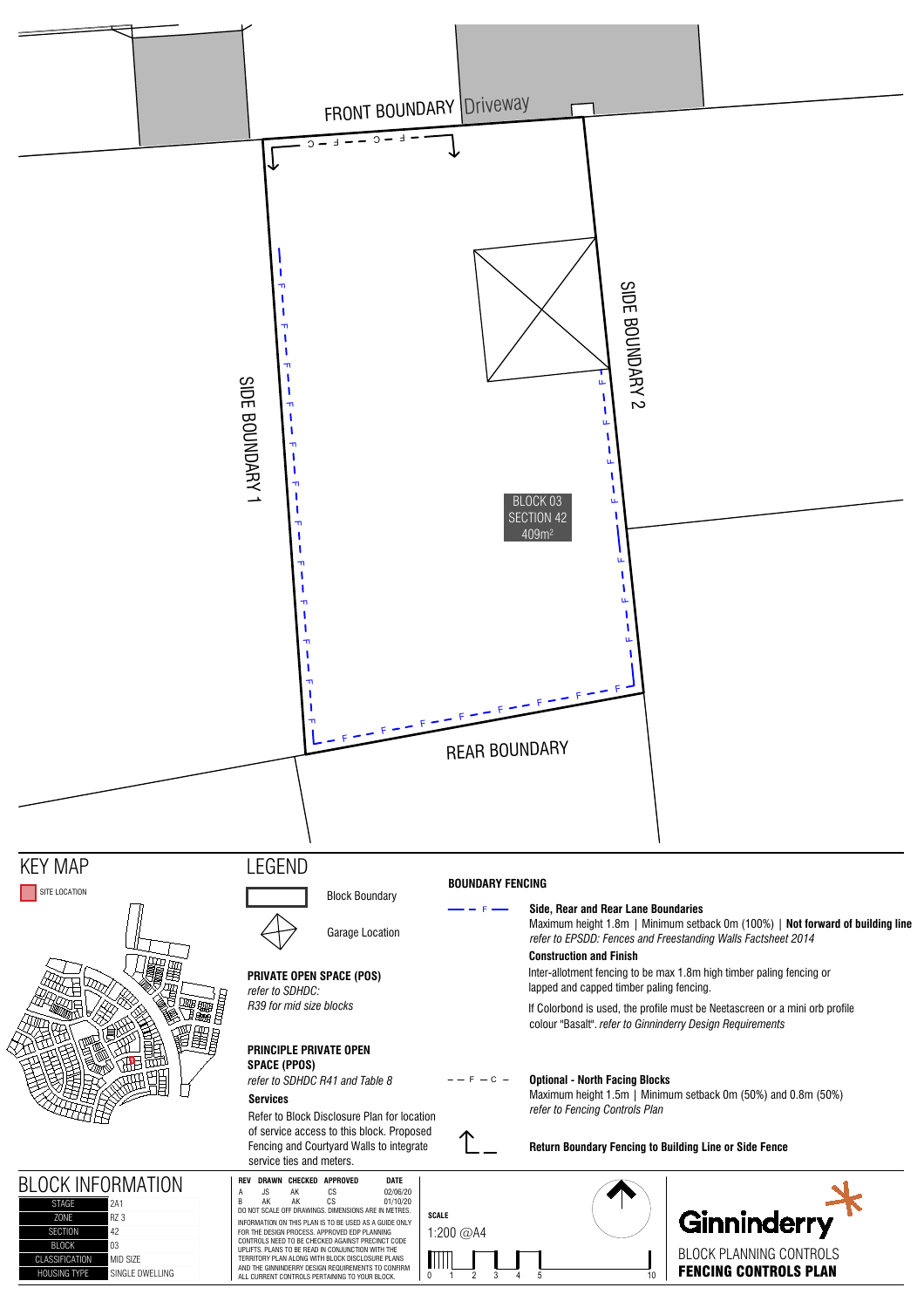FRONT BOUNDARY Driveway

SIDE BOUNDARY 1

SIDE BOUNDARY 2

BLOCK 03
SECTION 42
409m²

REAR BOUNDARY

## KEY MAP

SITE LOCATION

## LEGEND

Block Boundary

Garage Location

**PRIVATE OPEN SPACE (POS)**
*refer to SDHDC:*
*R39 for mid size blocks*

**PRINCIPLE PRIVATE OPEN SPACE (PPOS)**
*refer to SDHDC R41 and Table 8*

**Services**

Refer to Block Disclosure Plan for location of service access to this block. Proposed Fencing and Courtyard Walls to integrate service ties and meters.

**BOUNDARY FENCING**

**Side, Rear and Rear Lane Boundaries**
Maximum height 1.8m | Minimum setback 0m (100%) | **Not forward of building line**
*refer to EPSDD: Fences and Freestanding Walls Factsheet 2014*

**Construction and Finish**
Inter-allotment fencing to be max 1.8m high timber paling fencing or lapped and capped timber paling fencing.

If Colorbond is used, the profile must be Neetascreen or a mini orb profile colour "Basalt". *refer to Ginninderry Design Requirements*

**Optional - North Facing Blocks**
Maximum height 1.5m | Minimum setback 0m (50%) and 0.8m (50%)
*refer to Fencing Controls Plan*

**Return Boundary Fencing to Building Line or Side Fence**

## BLOCK INFORMATION

| | |
|---|---|
| STAGE | 2A1 |
| ZONE | RZ 3 |
| SECTION | 42 |
| BLOCK | 03 |
| CLASSIFICATION | MID SIZE |
| HOUSING TYPE | SINGLE DWELLING |

| REV | DRAWN | CHECKED | APPROVED | DATE |
|---|---|---|---|---|
| A | JS | AK | CS | 02/06/20 |
| B | AK | AK | CS | 01/10/20 |

DO NOT SCALE OFF DRAWINGS. DIMENSIONS ARE IN METRES.
INFORMATION ON THIS PLAN IS TO BE USED AS A GUIDE ONLY FOR THE DESIGN PROCESS. APPROVED EDP PLANNING CONTROLS NEED TO BE CHECKED AGAINST PRECINCT CODE UPLIFTS. PLANS TO BE READ IN CONJUNCTION WITH THE TERRITORY PLAN ALONG WITH BLOCK DISCLOSURE PLANS AND THE GINNINDERRY DESIGN REQUIREMENTS TO CONFIRM ALL CURRENT CONTROLS PERTAINING TO YOUR BLOCK.

**SCALE**
1:200 @A4

0 1 2 3 4 5 10

Ginninderry

BLOCK PLANNING CONTROLS
**FENCING CONTROLS PLAN**